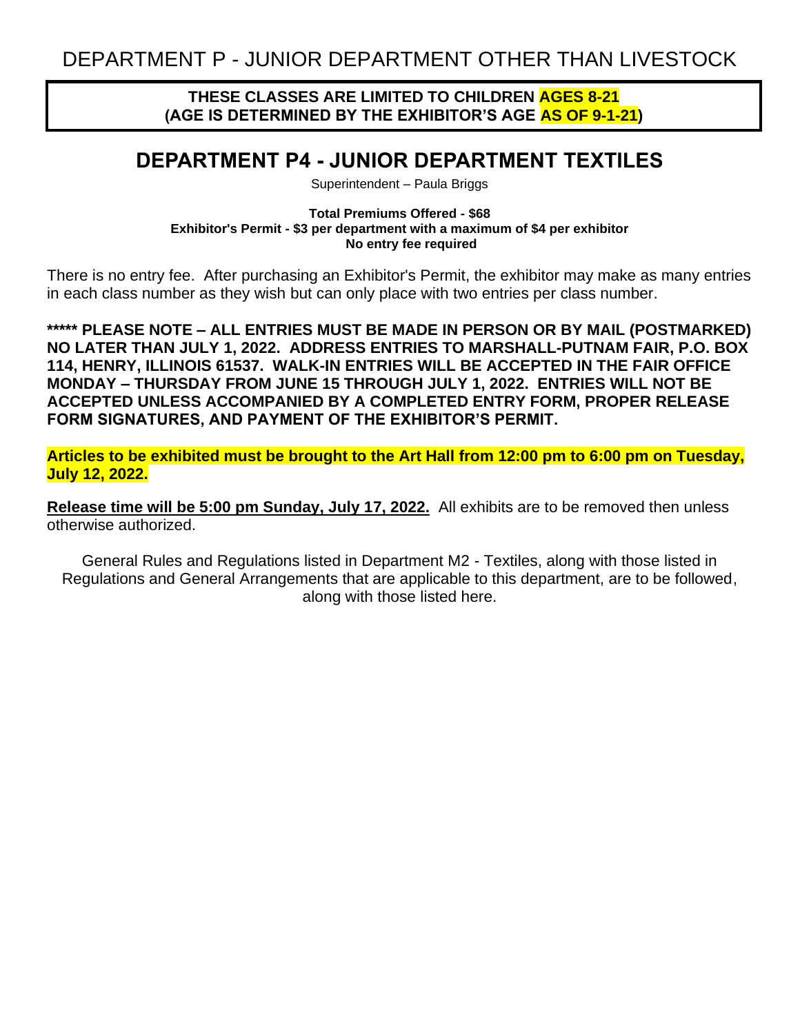# DEPARTMENT P - JUNIOR DEPARTMENT OTHER THAN LIVESTOCK

**THESE CLASSES ARE LIMITED TO CHILDREN AGES 8-21**
**(AGE IS DETERMINED BY THE EXHIBITOR'S AGE AS OF 9-1-21)**

## DEPARTMENT P4 - JUNIOR DEPARTMENT TEXTILES

Superintendent – Paula Briggs

**Total Premiums Offered - $68**
**Exhibitor's Permit - $3 per department with a maximum of $4 per exhibitor**
**No entry fee required**

There is no entry fee. After purchasing an Exhibitor's Permit, the exhibitor may make as many entries in each class number as they wish but can only place with two entries per class number.

**\*\*\*\*\* PLEASE NOTE – ALL ENTRIES MUST BE MADE IN PERSON OR BY MAIL (POSTMARKED) NO LATER THAN JULY 1, 2022. ADDRESS ENTRIES TO MARSHALL-PUTNAM FAIR, P.O. BOX 114, HENRY, ILLINOIS 61537. WALK-IN ENTRIES WILL BE ACCEPTED IN THE FAIR OFFICE MONDAY – THURSDAY FROM JUNE 15 THROUGH JULY 1, 2022. ENTRIES WILL NOT BE ACCEPTED UNLESS ACCOMPANIED BY A COMPLETED ENTRY FORM, PROPER RELEASE FORM SIGNATURES, AND PAYMENT OF THE EXHIBITOR'S PERMIT.**

**Articles to be exhibited must be brought to the Art Hall from 12:00 pm to 6:00 pm on Tuesday, July 12, 2022.**

**Release time will be 5:00 pm Sunday, July 17, 2022.** All exhibits are to be removed then unless otherwise authorized.

General Rules and Regulations listed in Department M2 - Textiles, along with those listed in Regulations and General Arrangements that are applicable to this department, are to be followed, along with those listed here.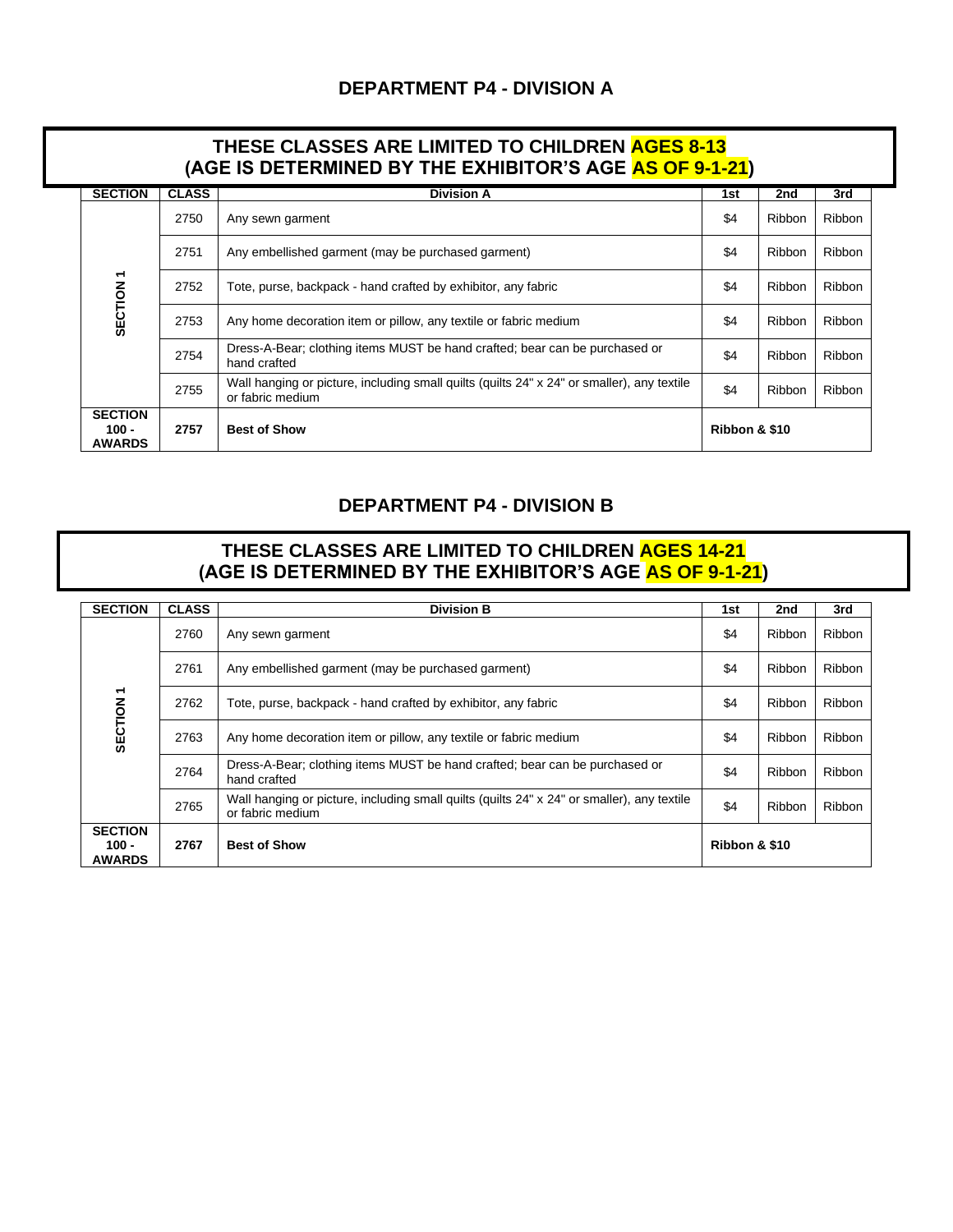## DEPARTMENT P4 - DIVISION A

**THESE CLASSES ARE LIMITED TO CHILDREN AGES 8-13**
**(AGE IS DETERMINED BY THE EXHIBITOR'S AGE AS OF 9-1-21)**

| SECTION | CLASS | Division A | 1st | 2nd | 3rd |
|---|---|---|---|---|---|
| SECTION 1 | 2750 | Any sewn garment | $4 | Ribbon | Ribbon |
| | 2751 | Any embellished garment (may be purchased garment) | $4 | Ribbon | Ribbon |
| | 2752 | Tote, purse, backpack - hand crafted by exhibitor, any fabric | $4 | Ribbon | Ribbon |
| | 2753 | Any home decoration item or pillow, any textile or fabric medium | $4 | Ribbon | Ribbon |
| | 2754 | Dress-A-Bear; clothing items MUST be hand crafted; bear can be purchased or hand crafted | $4 | Ribbon | Ribbon |
| | 2755 | Wall hanging or picture, including small quilts (quilts 24" x 24" or smaller), any textile or fabric medium | $4 | Ribbon | Ribbon |
| **SECTION 100 - AWARDS** | **2757** | **Best of Show** | **Ribbon & $10** | | |

## DEPARTMENT P4 - DIVISION B

**THESE CLASSES ARE LIMITED TO CHILDREN AGES 14-21**
**(AGE IS DETERMINED BY THE EXHIBITOR'S AGE AS OF 9-1-21)**

| SECTION | CLASS | Division B | 1st | 2nd | 3rd |
|---|---|---|---|---|---|
| SECTION 1 | 2760 | Any sewn garment | $4 | Ribbon | Ribbon |
| | 2761 | Any embellished garment (may be purchased garment) | $4 | Ribbon | Ribbon |
| | 2762 | Tote, purse, backpack - hand crafted by exhibitor, any fabric | $4 | Ribbon | Ribbon |
| | 2763 | Any home decoration item or pillow, any textile or fabric medium | $4 | Ribbon | Ribbon |
| | 2764 | Dress-A-Bear; clothing items MUST be hand crafted; bear can be purchased or hand crafted | $4 | Ribbon | Ribbon |
| | 2765 | Wall hanging or picture, including small quilts (quilts 24" x 24" or smaller), any textile or fabric medium | $4 | Ribbon | Ribbon |
| **SECTION 100 - AWARDS** | **2767** | **Best of Show** | **Ribbon & $10** | | |